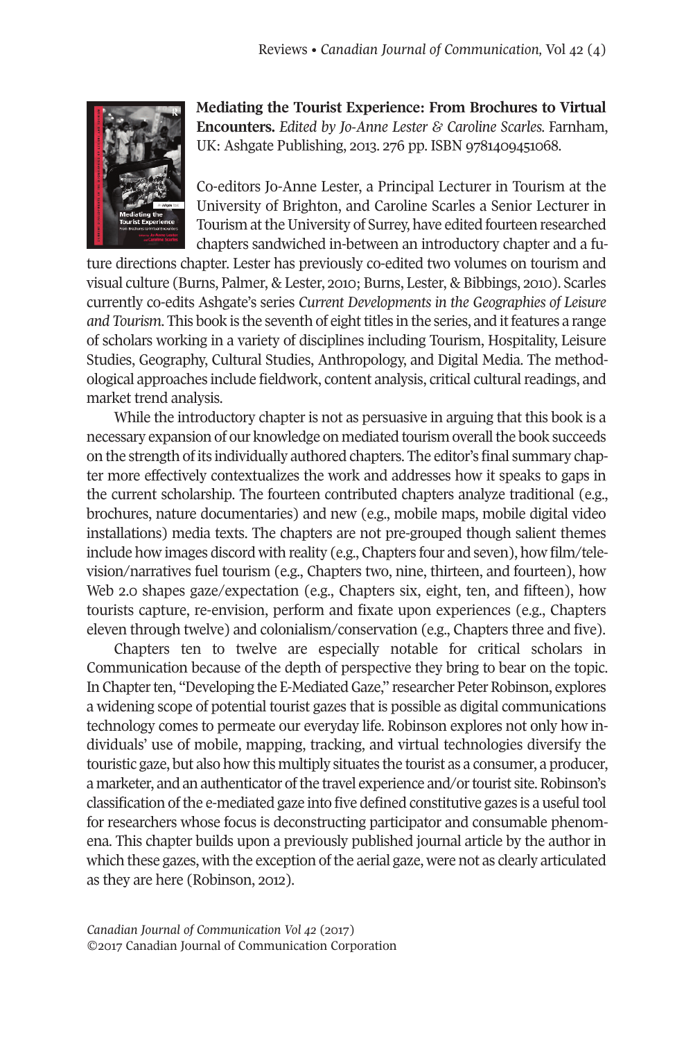**Mediating the Tourist Experience: From Brochures to Virtual Encounters.** *Edited by Jo-Anne Lester & Caroline Scarles.* Farnham, UK: Ashgate Publishing, 2013. 276 pp. ISBN 9781409451068.

Co-editors Jo-Anne Lester, a Principal Lecturer in Tourism at the University of Brighton, and Caroline Scarles a Senior Lecturer in Tourism at the University of Surrey, have edited fourteen researched chapters sandwiched in-between an introductory chapter and a future directions chapter. Lester has previously co-edited two volumes on tourism and visual culture (Burns, Palmer, & Lester, 2010; Burns, Lester, & Bibbings, 2010). Scarles currently co-edits Ashgate's series *Current Developments in the Geographies of Leisure and Tourism*. This book is the seventh of eight titles in the series, and it features a range of scholars working in a variety of disciplines including Tourism, Hospitality, Leisure Studies, Geography, Cultural Studies, Anthropology, and Digital Media. The methodological approaches include fieldwork, content analysis, critical cultural readings, and market trend analysis.

While the introductory chapter is not as persuasive in arguing that this book is a necessary expansion of our knowledge on mediated tourism overall the book succeeds on the strength of its individually authored chapters. The editor's final summary chapter more effectively contextualizes the work and addresses how it speaks to gaps in the current scholarship. The fourteen contributed chapters analyze traditional (e.g., brochures, nature documentaries) and new (e.g., mobile maps, mobile digital video installations) media texts. The chapters are not pre-grouped though salient themes include how images discord with reality (e.g., Chapters four and seven), how film/television/narratives fuel tourism (e.g., Chapters two, nine, thirteen, and fourteen), how Web 2.0 shapes gaze/expectation (e.g., Chapters six, eight, ten, and fifteen), how tourists capture, re-envision, perform and fixate upon experiences (e.g., Chapters eleven through twelve) and colonialism/conservation (e.g., Chapters three and five).

Chapters ten to twelve are especially notable for critical scholars in Communication because of the depth of perspective they bring to bear on the topic. In Chapter ten, "Developing the E-Mediated Gaze," researcher Peter Robinson, explores a widening scope of potential tourist gazes that is possible as digital communications technology comes to permeate our everyday life. Robinson explores not only how individuals' use of mobile, mapping, tracking, and virtual technologies diversify the touristic gaze, but also how this multiply situates the tourist as a consumer, a producer, a marketer, and an authenticator of the travel experience and/or tourist site. Robinson's classification of the e-mediated gaze into five defined constitutive gazes is a useful tool for researchers whose focus is deconstructing participator and consumable phenomena. This chapter builds upon a previously published journal article by the author in which these gazes, with the exception of the aerial gaze, were not as clearly articulated as they are here (Robinson, 2012).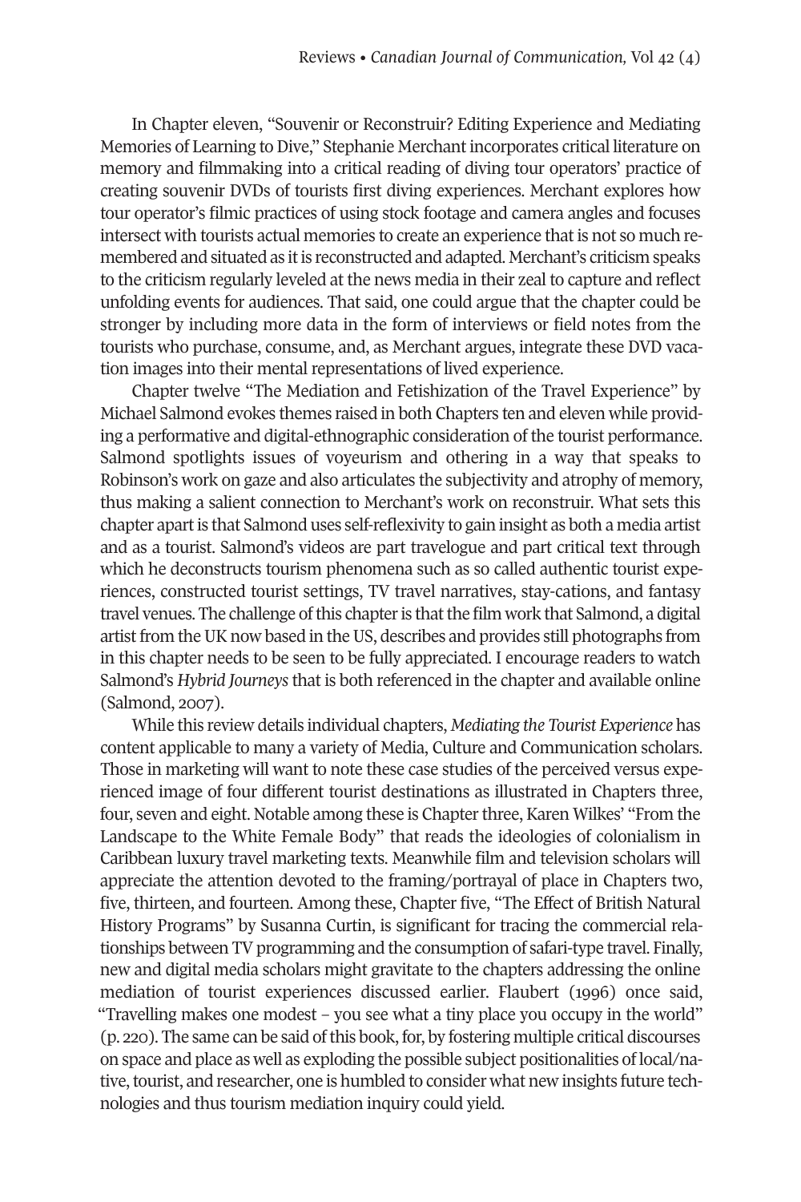In Chapter eleven, "Souvenir or Reconstruir? Editing Experience and Mediating Memories of Learning to Dive," Stephanie Merchant incorporates critical literature on memory and filmmaking into a critical reading of diving tour operators' practice of creating souvenir DVDs of tourists first diving experiences. Merchant explores how tour operator's filmic practices of using stock footage and camera angles and focuses intersect with tourists actual memories to create an experience that is not so much remembered and situated as it is reconstructed and adapted. Merchant's criticism speaks to the criticism regularly leveled at the news media in their zeal to capture and reflect unfolding events for audiences. That said, one could argue that the chapter could be stronger by including more data in the form of interviews or field notes from the tourists who purchase, consume, and, as Merchant argues, integrate these DVD vacation images into their mental representations of lived experience.

Chapter twelve "The Mediation and Fetishization of the Travel Experience" by Michael Salmond evokes themes raised in both Chapters ten and eleven while providing a performative and digital-ethnographic consideration of the tourist performance. Salmond spotlights issues of voyeurism and othering in a way that speaks to Robinson's work on gaze and also articulates the subjectivity and atrophy of memory, thus making a salient connection to Merchant's work on reconstruir. What sets this chapter apart is that Salmond uses self-reflexivity to gain insight as both a media artist and as a tourist. Salmond's videos are part travelogue and part critical text through which he deconstructs tourism phenomena such as so called authentic tourist experiences, constructed tourist settings, TV travel narratives, stay-cations, and fantasy travel venues. The challenge of this chapter is that the film work that Salmond, a digital artist from the UK now based in the US, describes and provides still photographs from in this chapter needs to be seen to be fully appreciated. I encourage readers to watch Salmond's *Hybrid Journeys* that is both referenced in the chapter and available online (Salmond, 2007).

While this review details individual chapters, *Mediating the Tourist Experience* has content applicable to many a variety of Media, Culture and Communication scholars. Those in marketing will want to note these case studies of the perceived versus experienced image of four different tourist destinations as illustrated in Chapters three, four, seven and eight. Notable among these is Chapter three, Karen Wilkes' "From the Landscape to the White Female Body" that reads the ideologies of colonialism in Caribbean luxury travel marketing texts. Meanwhile film and television scholars will appreciate the attention devoted to the framing/portrayal of place in Chapters two, five, thirteen, and fourteen. Among these, Chapter five, "The Effect of British Natural History Programs" by Susanna Curtin, is significant for tracing the commercial relationships between TV programming and the consumption of safari-type travel. Finally, new and digital media scholars might gravitate to the chapters addressing the online mediation of tourist experiences discussed earlier. Flaubert (1996) once said, "Travelling makes one modest – you see what a tiny place you occupy in the world" (p. 220). The same can be said of this book, for, by fostering multiple critical discourses on space and place as well as exploding the possible subject positionalities of local/native, tourist, and researcher, one is humbled to consider what new insights future technologies and thus tourism mediation inquiry could yield.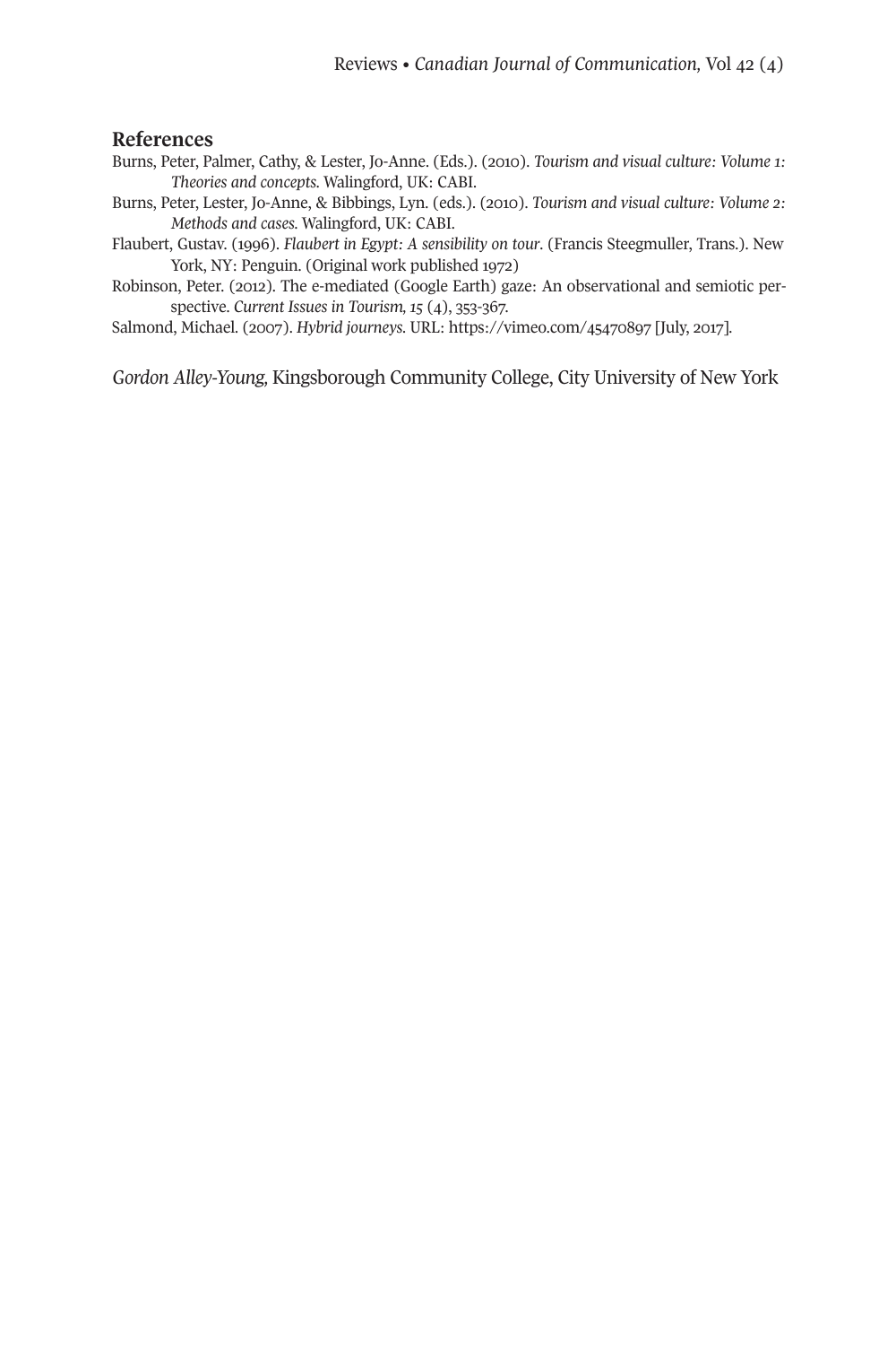## References

Burns, Peter, Palmer, Cathy, & Lester, Jo-Anne. (Eds.). (2010). *Tourism and visual culture: Volume 1: Theories and concepts.* Walingford, UK: CABI.

Burns, Peter, Lester, Jo-Anne, & Bibbings, Lyn. (eds.). (2010). *Tourism and visual culture: Volume 2: Methods and cases.* Walingford, UK: CABI.

Flaubert, Gustav. (1996). *Flaubert in Egypt: A sensibility on tour.* (Francis Steegmuller, Trans.). New York, NY: Penguin. (Original work published 1972)

Robinson, Peter. (2012). The e-mediated (Google Earth) gaze: An observational and semiotic perspective. *Current Issues in Tourism, 15* (4), 353-367.

Salmond, Michael. (2007). *Hybrid journeys.* URL: https://vimeo.com/45470897 [July, 2017].

*Gordon Alley-Young,* Kingsborough Community College, City University of New York